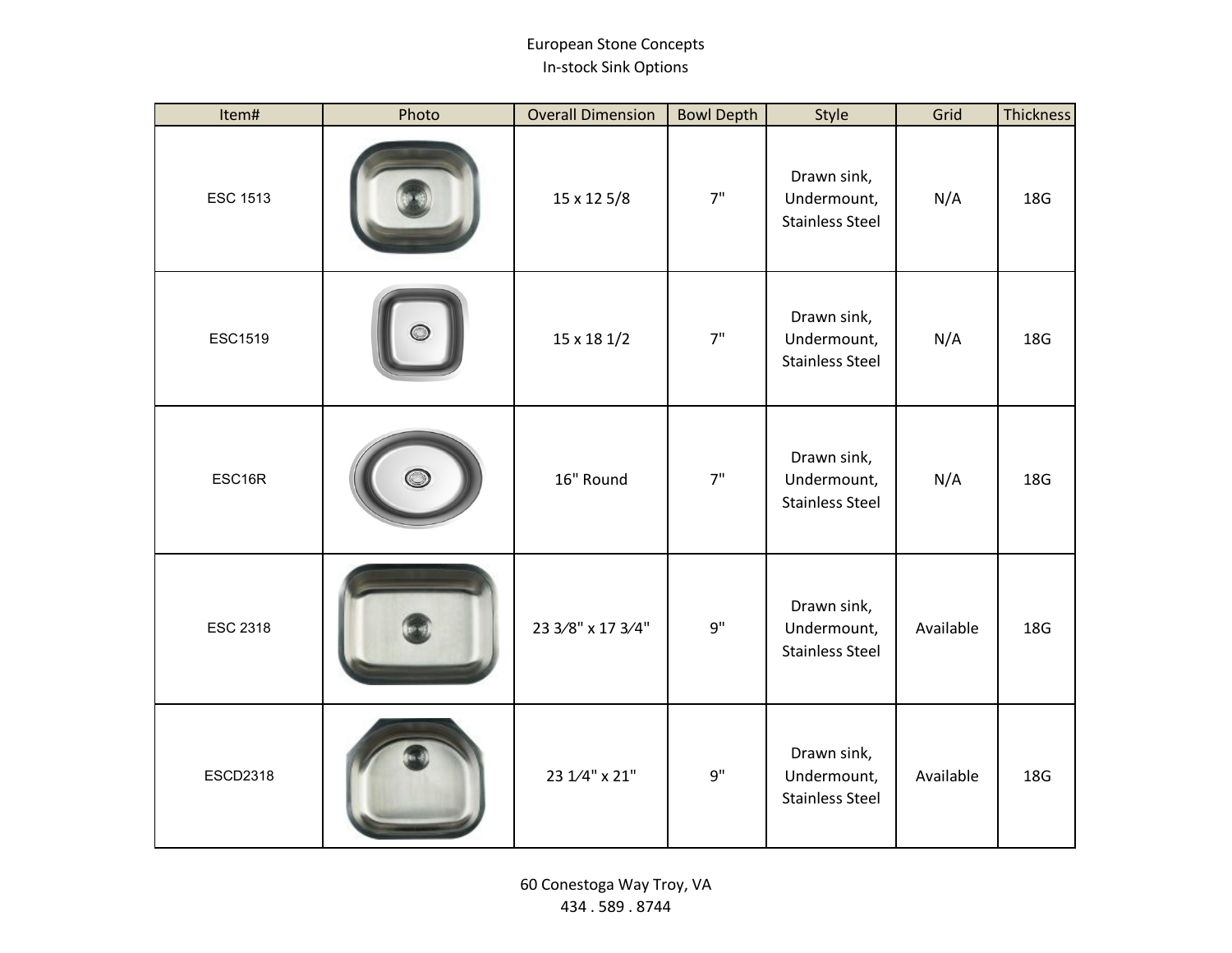European Stone Concepts
In-stock Sink Options

| Item# | Photo | Overall Dimension | Bowl Depth | Style | Grid | Thickness |
|---|---|---|---|---|---|---|
| ESC 1513 | | 15 x 12 5/8 | 7" | Drawn sink, Undermount, Stainless Steel | N/A | 18G |
| ESC1519 | | 15 x 18 1/2 | 7" | Drawn sink, Undermount, Stainless Steel | N/A | 18G |
| ESC16R | | 16" Round | 7" | Drawn sink, Undermount, Stainless Steel | N/A | 18G |
| ESC 2318 | | 23 3⁄8" x 17 3⁄4" | 9" | Drawn sink, Undermount, Stainless Steel | Available | 18G |
| ESCD2318 | | 23 1⁄4" x 21" | 9" | Drawn sink, Undermount, Stainless Steel | Available | 18G |

60 Conestoga Way Troy, VA
434 . 589 . 8744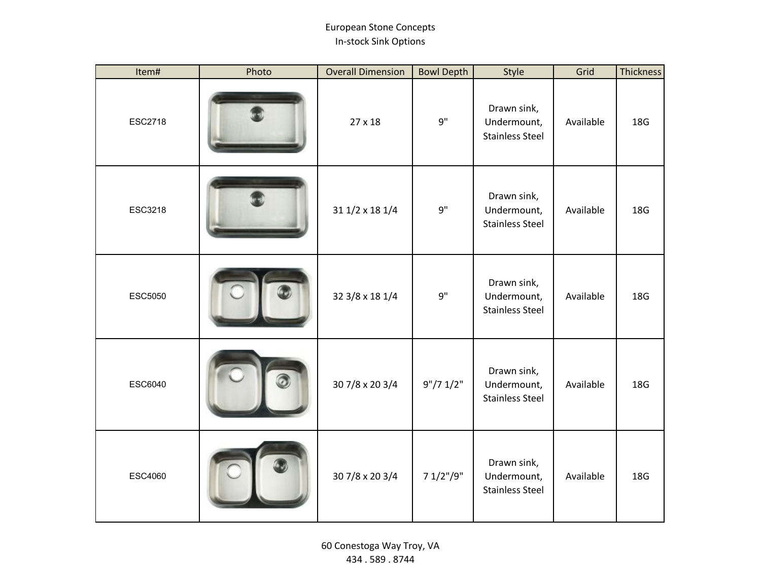European Stone Concepts
In-stock Sink Options

| Item# | Photo | Overall Dimension | Bowl Depth | Style | Grid | Thickness |
|---|---|---|---|---|---|---|
| ESC2718 | | 27 x 18 | 9" | Drawn sink, Undermount, Stainless Steel | Available | 18G |
| ESC3218 | | 31 1/2 x 18 1/4 | 9" | Drawn sink, Undermount, Stainless Steel | Available | 18G |
| ESC5050 | | 32 3/8 x 18 1/4 | 9" | Drawn sink, Undermount, Stainless Steel | Available | 18G |
| ESC6040 | | 30 7/8 x 20 3/4 | 9"/7 1/2" | Drawn sink, Undermount, Stainless Steel | Available | 18G |
| ESC4060 | | 30 7/8 x 20 3/4 | 7 1/2"/9" | Drawn sink, Undermount, Stainless Steel | Available | 18G |

60 Conestoga Way Troy, VA
434 . 589 . 8744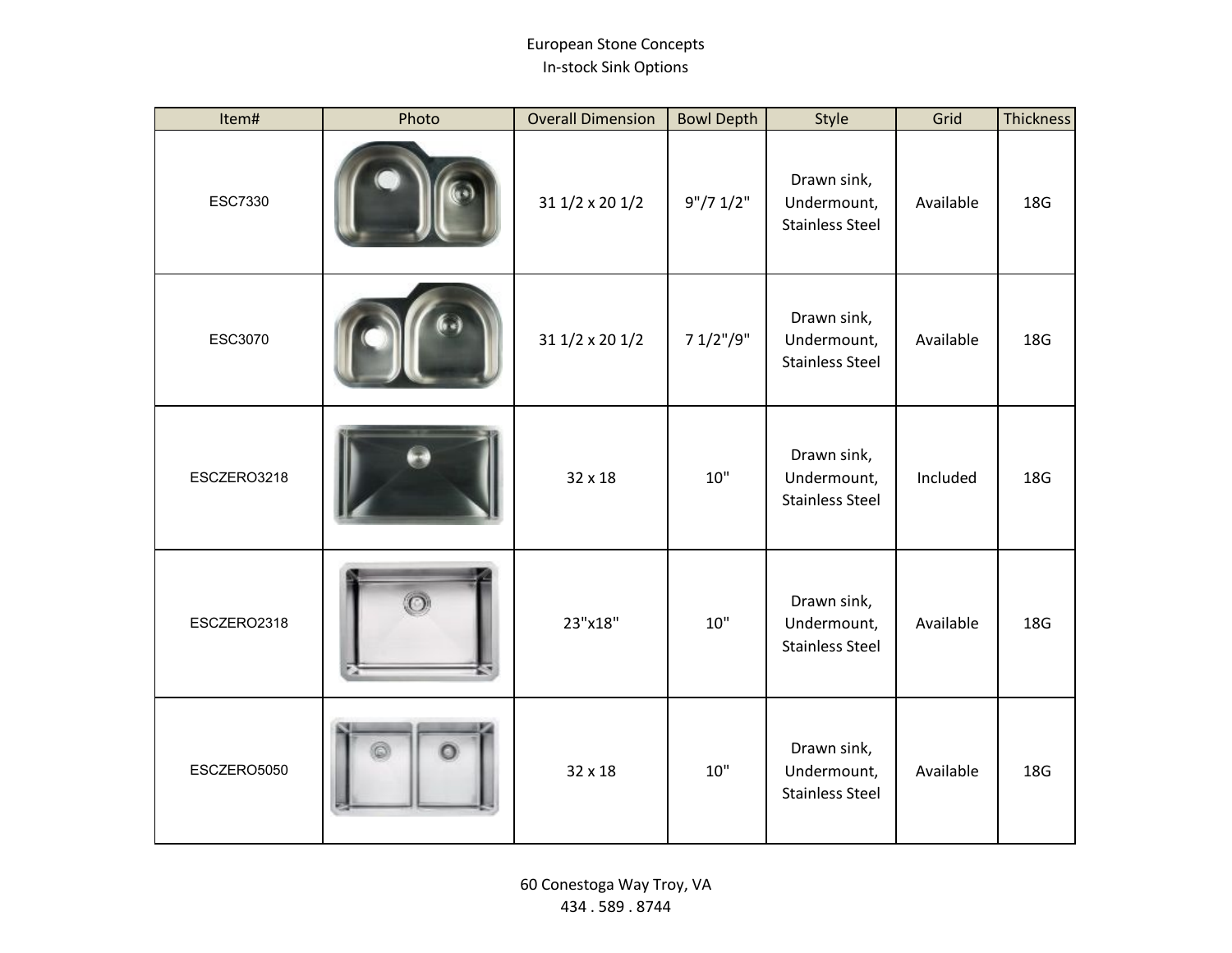European Stone Concepts
In-stock Sink Options

| Item# | Photo | Overall Dimension | Bowl Depth | Style | Grid | Thickness |
|---|---|---|---|---|---|---|
| ESC7330 | | 31 1/2 x 20 1/2 | 9"/7 1/2" | Drawn sink, Undermount, Stainless Steel | Available | 18G |
| ESC3070 | | 31 1/2 x 20 1/2 | 7 1/2"/9" | Drawn sink, Undermount, Stainless Steel | Available | 18G |
| ESCZERO3218 | | 32 x 18 | 10" | Drawn sink, Undermount, Stainless Steel | Included | 18G |
| ESCZERO2318 | | 23"x18" | 10" | Drawn sink, Undermount, Stainless Steel | Available | 18G |
| ESCZERO5050 | | 32 x 18 | 10" | Drawn sink, Undermount, Stainless Steel | Available | 18G |

60 Conestoga Way Troy, VA
434 . 589 . 8744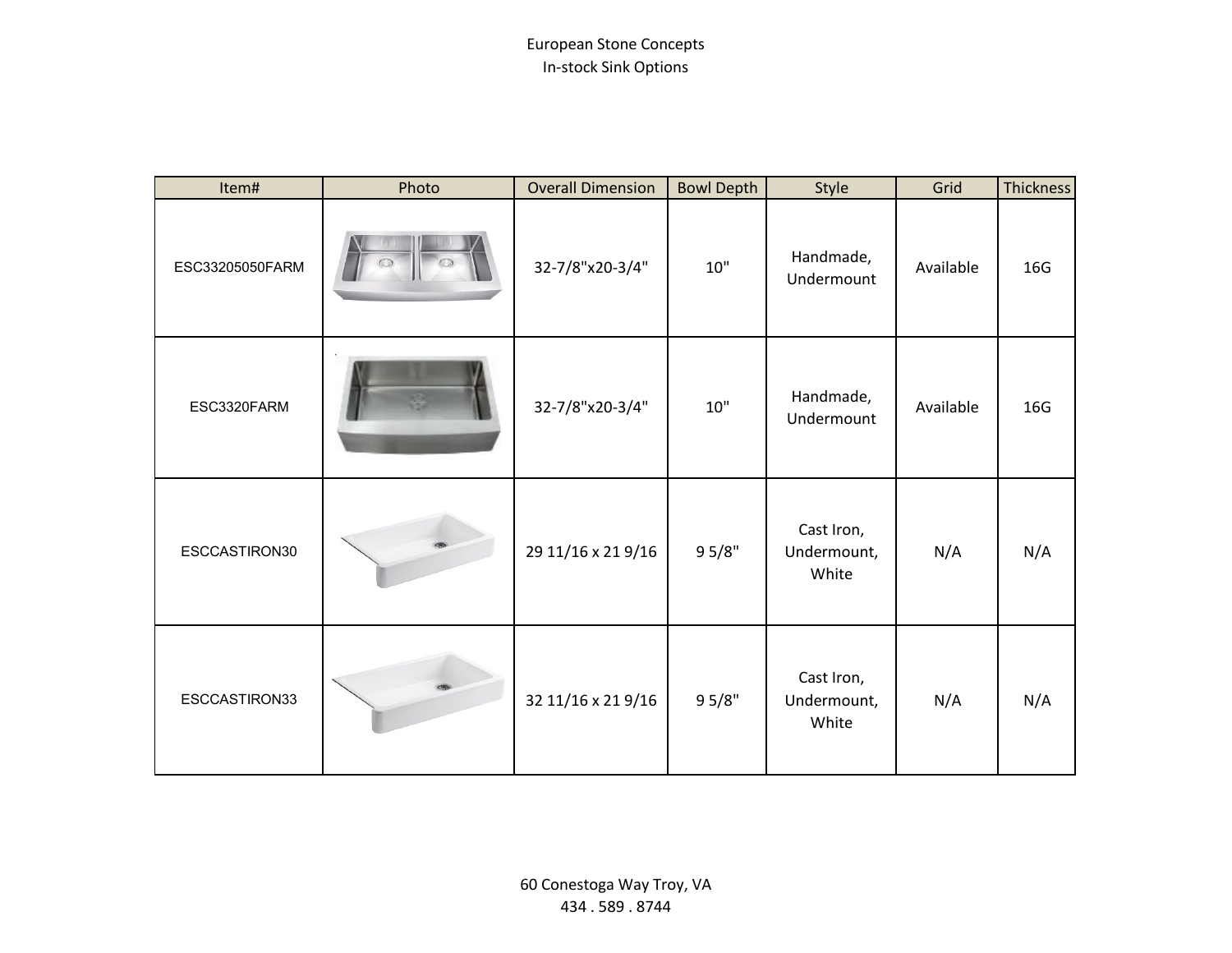European Stone Concepts
In-stock Sink Options

| Item# | Photo | Overall Dimension | Bowl Depth | Style | Grid | Thickness |
|---|---|---|---|---|---|---|
| ESC33205050FARM | | 32-7/8"x20-3/4" | 10" | Handmade, Undermount | Available | 16G |
| ESC3320FARM | | 32-7/8"x20-3/4" | 10" | Handmade, Undermount | Available | 16G |
| ESCCASTIRON30 | | 29 11/16 x 21 9/16 | 9 5/8" | Cast Iron, Undermount, White | N/A | N/A |
| ESCCASTIRON33 | | 32 11/16 x 21 9/16 | 9 5/8" | Cast Iron, Undermount, White | N/A | N/A |

60 Conestoga Way Troy, VA
434 . 589 . 8744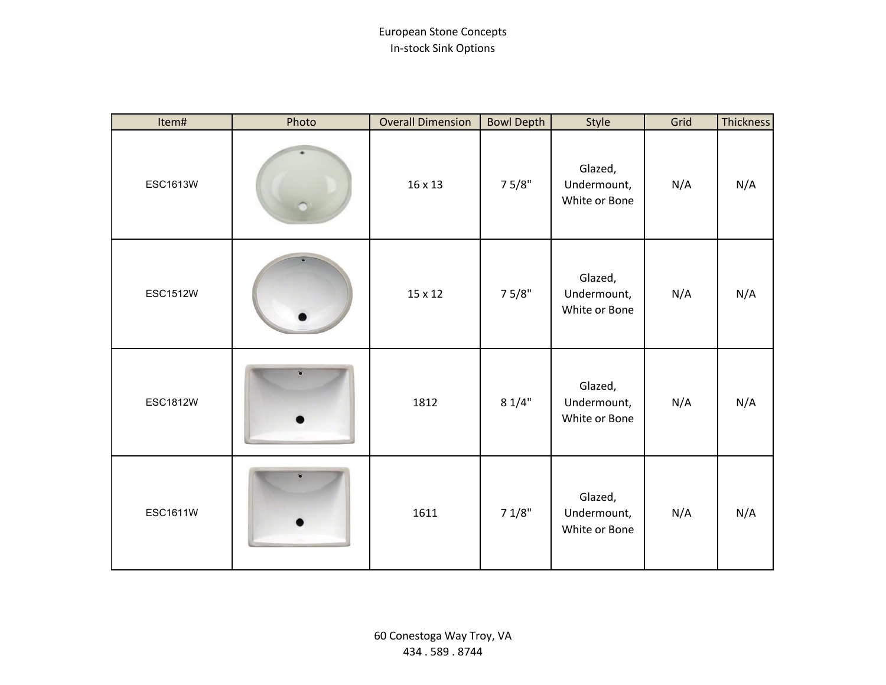European Stone Concepts
In-stock Sink Options

| Item# | Photo | Overall Dimension | Bowl Depth | Style | Grid | Thickness |
|---|---|---|---|---|---|---|
| ESC1613W | | 16 x 13 | 7 5/8" | Glazed, Undermount, White or Bone | N/A | N/A |
| ESC1512W | | 15 x 12 | 7 5/8" | Glazed, Undermount, White or Bone | N/A | N/A |
| ESC1812W | | 1812 | 8 1/4" | Glazed, Undermount, White or Bone | N/A | N/A |
| ESC1611W | | 1611 | 7 1/8" | Glazed, Undermount, White or Bone | N/A | N/A |

60 Conestoga Way Troy, VA
434 . 589 . 8744